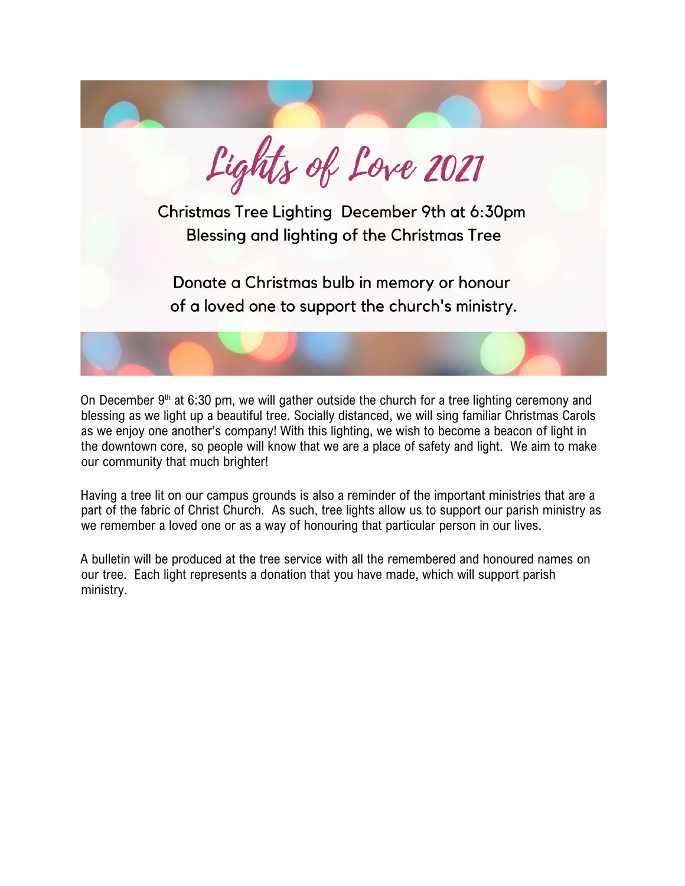# Lights of Love 2021

Christmas Tree Lighting December 9th at 6:30pm
Blessing and lighting of the Christmas Tree

Donate a Christmas bulb in memory or honour of a loved one to support the church's ministry.

On December 9th at 6:30 pm, we will gather outside the church for a tree lighting ceremony and blessing as we light up a beautiful tree. Socially distanced, we will sing familiar Christmas Carols as we enjoy one another's company! With this lighting, we wish to become a beacon of light in the downtown core, so people will know that we are a place of safety and light. We aim to make our community that much brighter!

Having a tree lit on our campus grounds is also a reminder of the important ministries that are a part of the fabric of Christ Church. As such, tree lights allow us to support our parish ministry as we remember a loved one or as a way of honouring that particular person in our lives.

A bulletin will be produced at the tree service with all the remembered and honoured names on our tree. Each light represents a donation that you have made, which will support parish ministry.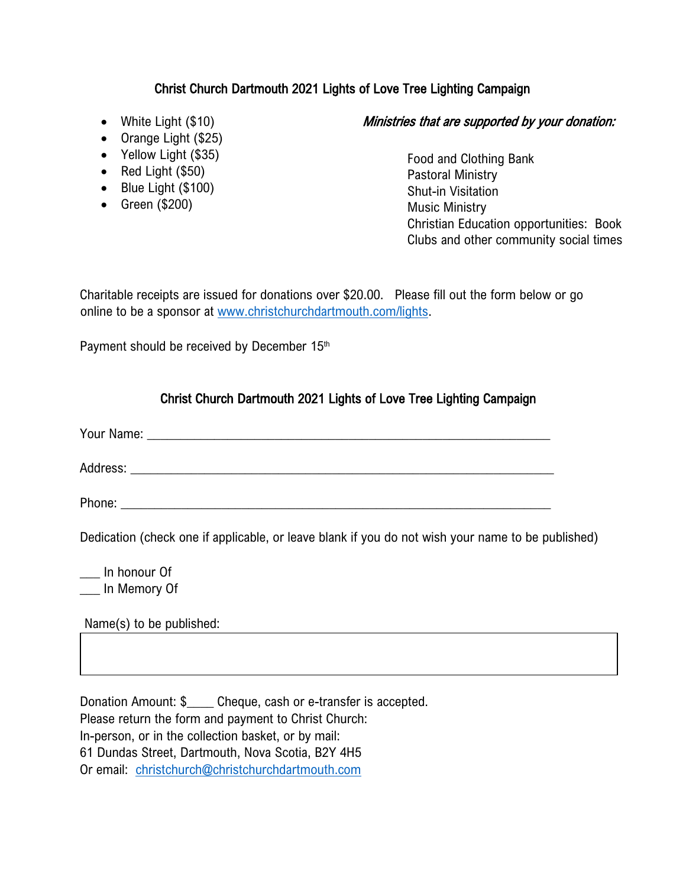## Christ Church Dartmouth 2021 Lights of Love Tree Lighting Campaign

- White Light ($10)
- Orange Light ($25)
- Yellow Light ($35)
- Red Light ($50)
- Blue Light ($100)
- Green ($200)

*Ministries that are supported by your donation:*

Food and Clothing Bank
Pastoral Ministry
Shut-in Visitation
Music Ministry
Christian Education opportunities: Book Clubs and other community social times

Charitable receipts are issued for donations over $20.00. Please fill out the form below or go online to be a sponsor at [www.christchurchdartmouth.com/lights](http://www.christchurchdartmouth.com/lights).

Payment should be received by December 15th

## Christ Church Dartmouth 2021 Lights of Love Tree Lighting Campaign

Your Name: ____________________________________________________________

Address: ______________________________________________________________

Phone: _______________________________________________________________

Dedication (check one if applicable, or leave blank if you do not wish your name to be published)

___ In honour Of
___ In Memory Of

Name(s) to be published:

| |
|---|
| |

Donation Amount: $____ Cheque, cash or e-transfer is accepted.
Please return the form and payment to Christ Church:
In-person, or in the collection basket, or by mail:
61 Dundas Street, Dartmouth, Nova Scotia, B2Y 4H5
Or email: [christchurch@christchurchdartmouth.com](mailto:christchurch@christchurchdartmouth.com)